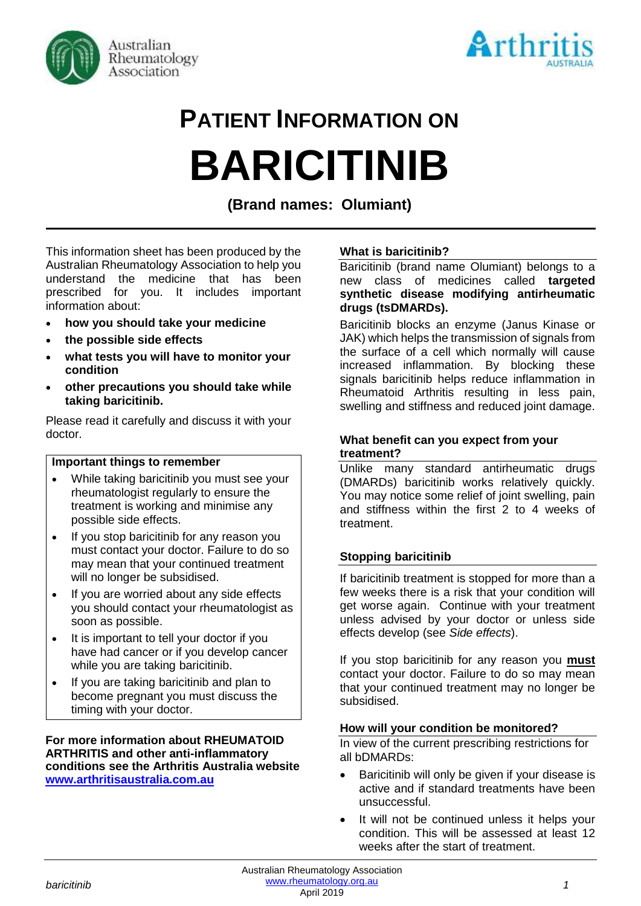# PATIENT INFORMATION ON

# BARICITINIB

**(Brand names: Olumiant)**

This information sheet has been produced by the Australian Rheumatology Association to help you understand the medicine that has been prescribed for you. It includes important information about:

- **how you should take your medicine**
- **the possible side effects**
- **what tests you will have to monitor your condition**
- **other precautions you should take while taking baricitinib.**

Please read it carefully and discuss it with your doctor.

**Important things to remember**

- While taking baricitinib you must see your rheumatologist regularly to ensure the treatment is working and minimise any possible side effects.
- If you stop baricitinib for any reason you must contact your doctor. Failure to do so may mean that your continued treatment will no longer be subsidised.
- If you are worried about any side effects you should contact your rheumatologist as soon as possible.
- It is important to tell your doctor if you have had cancer or if you develop cancer while you are taking baricitinib.
- If you are taking baricitinib and plan to become pregnant you must discuss the timing with your doctor.

**For more information about RHEUMATOID ARTHRITIS and other anti-inflammatory conditions see the Arthritis Australia website [www.arthritisaustralia.com.au](http://www.arthritisaustralia.com.au)**

## What is baricitinib?

Baricitinib (brand name Olumiant) belongs to a new class of medicines called **targeted synthetic disease modifying antirheumatic drugs (tsDMARDs).**

Baricitinib blocks an enzyme (Janus Kinase or JAK) which helps the transmission of signals from the surface of a cell which normally will cause increased inflammation. By blocking these signals baricitinib helps reduce inflammation in Rheumatoid Arthritis resulting in less pain, swelling and stiffness and reduced joint damage.

## What benefit can you expect from your treatment?

Unlike many standard antirheumatic drugs (DMARDs) baricitinib works relatively quickly. You may notice some relief of joint swelling, pain and stiffness within the first 2 to 4 weeks of treatment.

## Stopping baricitinib

If baricitinib treatment is stopped for more than a few weeks there is a risk that your condition will get worse again. Continue with your treatment unless advised by your doctor or unless side effects develop (see *Side effects*).

If you stop baricitinib for any reason you **must** contact your doctor. Failure to do so may mean that your continued treatment may no longer be subsidised.

## How will your condition be monitored?

In view of the current prescribing restrictions for all bDMARDs:

- Baricitinib will only be given if your disease is active and if standard treatments have been unsuccessful.
- It will not be continued unless it helps your condition. This will be assessed at least 12 weeks after the start of treatment.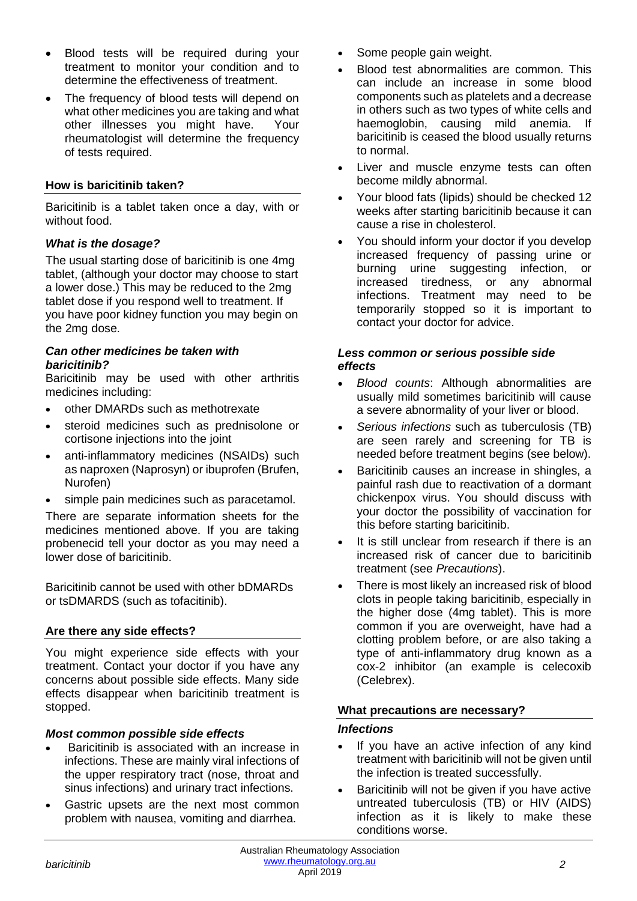- Blood tests will be required during your treatment to monitor your condition and to determine the effectiveness of treatment.
- The frequency of blood tests will depend on what other medicines you are taking and what other illnesses you might have. Your rheumatologist will determine the frequency of tests required.

## How is baricitinib taken?

Baricitinib is a tablet taken once a day, with or without food.

### *What is the dosage?*

The usual starting dose of baricitinib is one 4mg tablet, (although your doctor may choose to start a lower dose.) This may be reduced to the 2mg tablet dose if you respond well to treatment. If you have poor kidney function you may begin on the 2mg dose.

### *Can other medicines be taken with baricitinib?*

Baricitinib may be used with other arthritis medicines including:

- other DMARDs such as methotrexate
- steroid medicines such as prednisolone or cortisone injections into the joint
- anti-inflammatory medicines (NSAIDs) such as naproxen (Naprosyn) or ibuprofen (Brufen, Nurofen)
- simple pain medicines such as paracetamol.

There are separate information sheets for the medicines mentioned above. If you are taking probenecid tell your doctor as you may need a lower dose of baricitinib.

Baricitinib cannot be used with other bDMARDs or tsDMARDS (such as tofacitinib).

## Are there any side effects?

You might experience side effects with your treatment. Contact your doctor if you have any concerns about possible side effects. Many side effects disappear when baricitinib treatment is stopped.

### *Most common possible side effects*

- Baricitinib is associated with an increase in infections. These are mainly viral infections of the upper respiratory tract (nose, throat and sinus infections) and urinary tract infections.
- Gastric upsets are the next most common problem with nausea, vomiting and diarrhea.
- Some people gain weight.
- Blood test abnormalities are common. This can include an increase in some blood components such as platelets and a decrease in others such as two types of white cells and haemoglobin, causing mild anemia. If baricitinib is ceased the blood usually returns to normal.
- Liver and muscle enzyme tests can often become mildly abnormal.
- Your blood fats (lipids) should be checked 12 weeks after starting baricitinib because it can cause a rise in cholesterol.
- You should inform your doctor if you develop increased frequency of passing urine or burning urine suggesting infection, or increased tiredness, or any abnormal infections. Treatment may need to be temporarily stopped so it is important to contact your doctor for advice.

### *Less common or serious possible side effects*

- *Blood counts*: Although abnormalities are usually mild sometimes baricitinib will cause a severe abnormality of your liver or blood.
- *Serious infections* such as tuberculosis (TB) are seen rarely and screening for TB is needed before treatment begins (see below).
- Baricitinib causes an increase in shingles, a painful rash due to reactivation of a dormant chickenpox virus. You should discuss with your doctor the possibility of vaccination for this before starting baricitinib.
- It is still unclear from research if there is an increased risk of cancer due to baricitinib treatment (see *Precautions*).
- There is most likely an increased risk of blood clots in people taking baricitinib, especially in the higher dose (4mg tablet). This is more common if you are overweight, have had a clotting problem before, or are also taking a type of anti-inflammatory drug known as a cox-2 inhibitor (an example is celecoxib (Celebrex).

## What precautions are necessary?

### *Infections*

- If you have an active infection of any kind treatment with baricitinib will not be given until the infection is treated successfully.
- Baricitinib will not be given if you have active untreated tuberculosis (TB) or HIV (AIDS) infection as it is likely to make these conditions worse.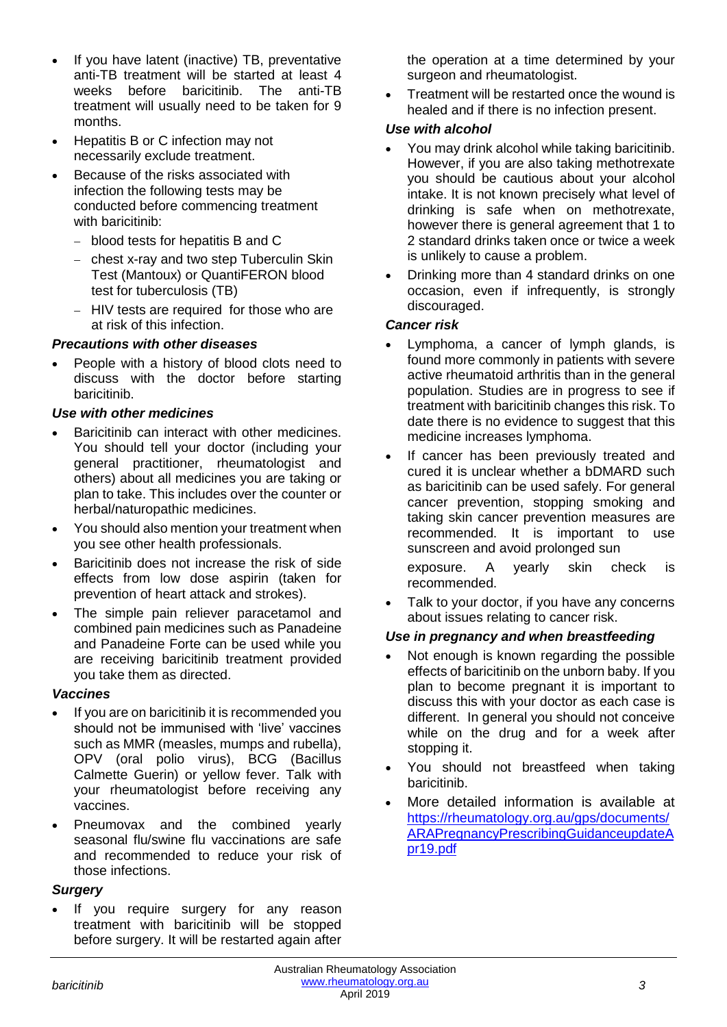- If you have latent (inactive) TB, preventative anti-TB treatment will be started at least 4 weeks before baricitinib. The anti-TB treatment will usually need to be taken for 9 months.
- Hepatitis B or C infection may not necessarily exclude treatment.
- Because of the risks associated with infection the following tests may be conducted before commencing treatment with baricitinib:
  - blood tests for hepatitis B and C
  - chest x-ray and two step Tuberculin Skin Test (Mantoux) or QuantiFERON blood test for tuberculosis (TB)
  - HIV tests are required for those who are at risk of this infection.

### *Precautions with other diseases*

- People with a history of blood clots need to discuss with the doctor before starting baricitinib.

### *Use with other medicines*

- Baricitinib can interact with other medicines. You should tell your doctor (including your general practitioner, rheumatologist and others) about all medicines you are taking or plan to take. This includes over the counter or herbal/naturopathic medicines.
- You should also mention your treatment when you see other health professionals.
- Baricitinib does not increase the risk of side effects from low dose aspirin (taken for prevention of heart attack and strokes).
- The simple pain reliever paracetamol and combined pain medicines such as Panadeine and Panadeine Forte can be used while you are receiving baricitinib treatment provided you take them as directed.

### *Vaccines*

- If you are on baricitinib it is recommended you should not be immunised with 'live' vaccines such as MMR (measles, mumps and rubella), OPV (oral polio virus), BCG (Bacillus Calmette Guerin) or yellow fever. Talk with your rheumatologist before receiving any vaccines.
- Pneumovax and the combined yearly seasonal flu/swine flu vaccinations are safe and recommended to reduce your risk of those infections.

### *Surgery*

- If you require surgery for any reason treatment with baricitinib will be stopped before surgery. It will be restarted again after the operation at a time determined by your surgeon and rheumatologist.
- Treatment will be restarted once the wound is healed and if there is no infection present.

### *Use with alcohol*

- You may drink alcohol while taking baricitinib. However, if you are also taking methotrexate you should be cautious about your alcohol intake. It is not known precisely what level of drinking is safe when on methotrexate, however there is general agreement that 1 to 2 standard drinks taken once or twice a week is unlikely to cause a problem.
- Drinking more than 4 standard drinks on one occasion, even if infrequently, is strongly discouraged.

### *Cancer risk*

- Lymphoma, a cancer of lymph glands, is found more commonly in patients with severe active rheumatoid arthritis than in the general population. Studies are in progress to see if treatment with baricitinib changes this risk. To date there is no evidence to suggest that this medicine increases lymphoma.
- If cancer has been previously treated and cured it is unclear whether a bDMARD such as baricitinib can be used safely. For general cancer prevention, stopping smoking and taking skin cancer prevention measures are recommended. It is important to use sunscreen and avoid prolonged sun exposure. A yearly skin check is recommended.
- Talk to your doctor, if you have any concerns about issues relating to cancer risk.

### *Use in pregnancy and when breastfeeding*

- Not enough is known regarding the possible effects of baricitinib on the unborn baby. If you plan to become pregnant it is important to discuss this with your doctor as each case is different. In general you should not conceive while on the drug and for a week after stopping it.
- You should not breastfeed when taking baricitinib.
- More detailed information is available at https://rheumatology.org.au/gps/documents/ARAPregnancyPrescribingGuidanceupdateApr19.pdf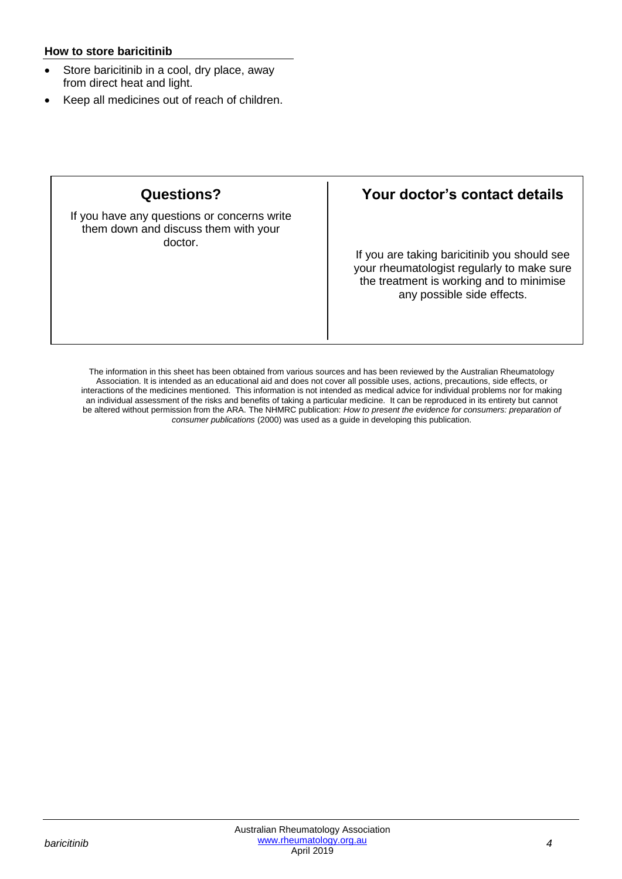### How to store baricitinib

- Store baricitinib in a cool, dry place, away from direct heat and light.
- Keep all medicines out of reach of children.

## Questions?

If you have any questions or concerns write them down and discuss them with your doctor.

## Your doctor's contact details

If you are taking baricitinib you should see your rheumatologist regularly to make sure the treatment is working and to minimise any possible side effects.

The information in this sheet has been obtained from various sources and has been reviewed by the Australian Rheumatology Association. It is intended as an educational aid and does not cover all possible uses, actions, precautions, side effects, or interactions of the medicines mentioned. This information is not intended as medical advice for individual problems nor for making an individual assessment of the risks and benefits of taking a particular medicine. It can be reproduced in its entirety but cannot be altered without permission from the ARA. The NHMRC publication: *How to present the evidence for consumers: preparation of consumer publications* (2000) was used as a guide in developing this publication.